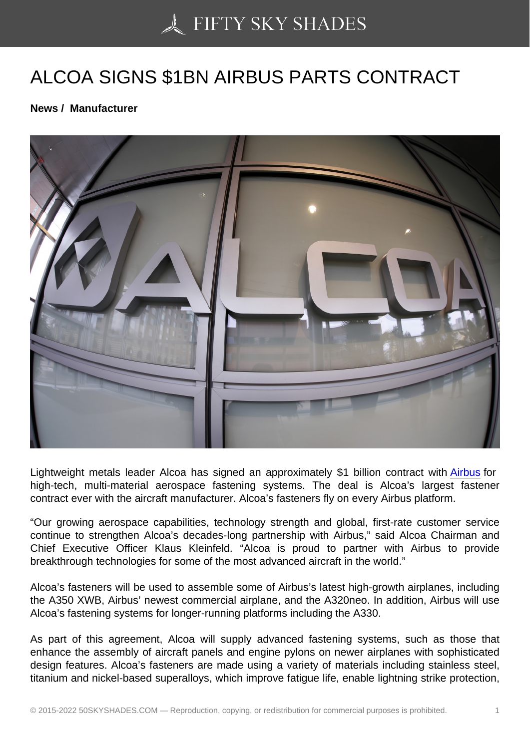# ALCOA SIGNS $1BN AIRBUS PARTS CONTRACT

**News / Manufacturer**

Lightweight metals leader Alcoa has signed an approximately $1 billion contract with Airbus for high-tech, multi-material aerospace fastening systems. The deal is Alcoa's largest fastener contract ever with the aircraft manufacturer. Alcoa's fasteners fly on every Airbus platform.

"Our growing aerospace capabilities, technology strength and global, first-rate customer service continue to strengthen Alcoa's decades-long partnership with Airbus," said Alcoa Chairman and Chief Executive Officer Klaus Kleinfeld. "Alcoa is proud to partner with Airbus to provide breakthrough technologies for some of the most advanced aircraft in the world."

Alcoa's fasteners will be used to assemble some of Airbus's latest high-growth airplanes, including the A350 XWB, Airbus' newest commercial airplane, and the A320neo. In addition, Airbus will use Alcoa's fastening systems for longer-running platforms including the A330.

As part of this agreement, Alcoa will supply advanced fastening systems, such as those that enhance the assembly of aircraft panels and engine pylons on newer airplanes with sophisticated design features. Alcoa's fasteners are made using a variety of materials including stainless steel, titanium and nickel-based superalloys, which improve fatigue life, enable lightning strike protection,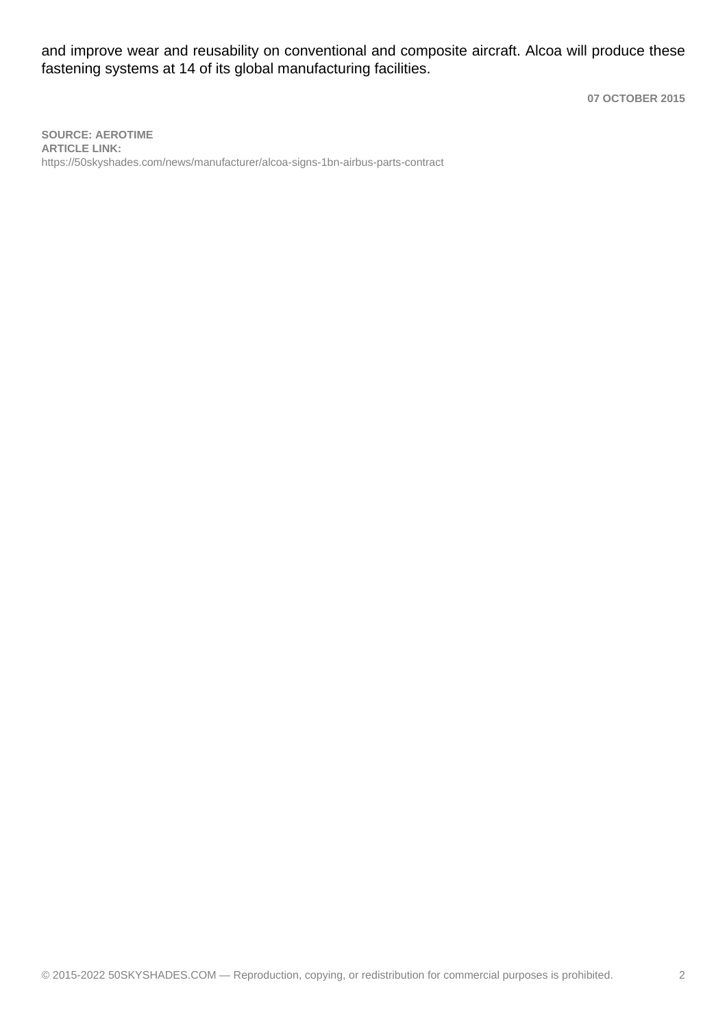and improve wear and reusability on conventional and composite aircraft. Alcoa will produce these fastening systems at 14 of its global manufacturing facilities.

**07 OCTOBER 2015**

**SOURCE: AEROTIME**
**ARTICLE LINK:**
https://50skyshades.com/news/manufacturer/alcoa-signs-1bn-airbus-parts-contract